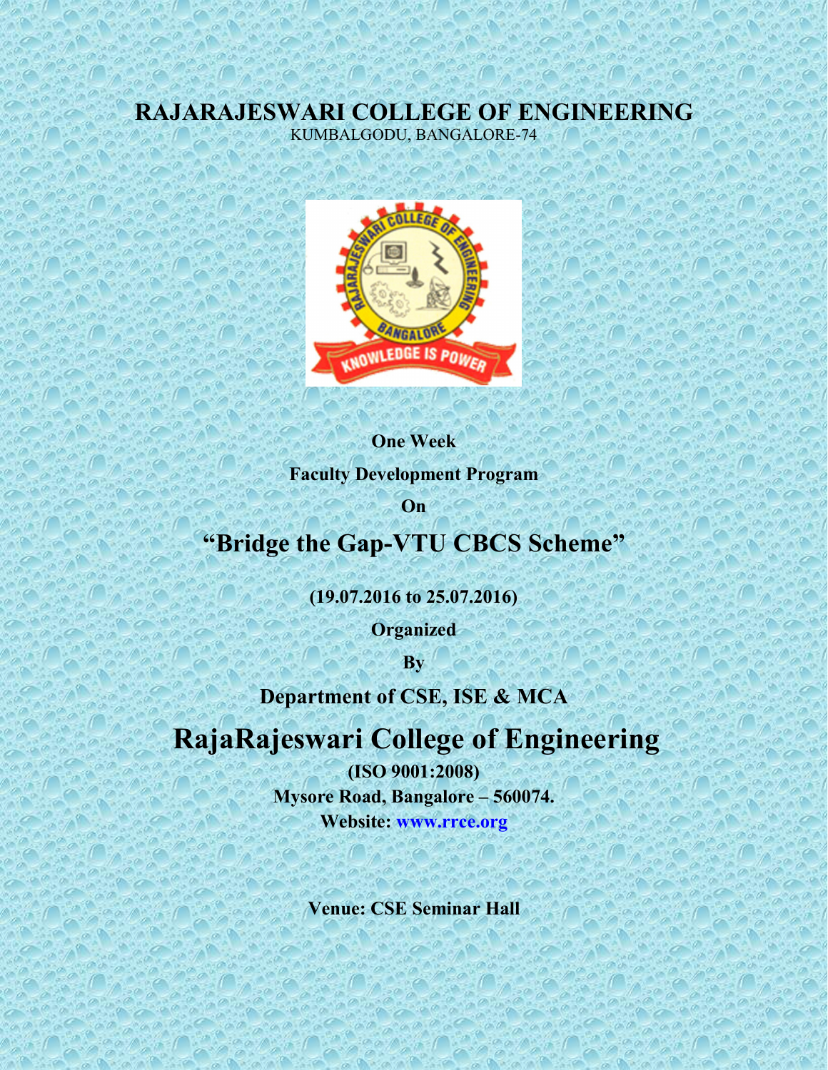# RAJARAJESWARI COLLEGE OF ENGINEERING

KUMBALGODU, BANGALORE-74

**One Week**

**Faculty Development Program**

**On**

## "Bridge the Gap-VTU CBCS Scheme"

**(19.07.2016 to 25.07.2016)**

**Organized**

**By**

**Department of CSE, ISE & MCA**

# RajaRajeswari College of Engineering

**(ISO 9001:2008)**

**Mysore Road, Bangalore – 560074.**

**Website: www.rrce.org**

**Venue: CSE Seminar Hall**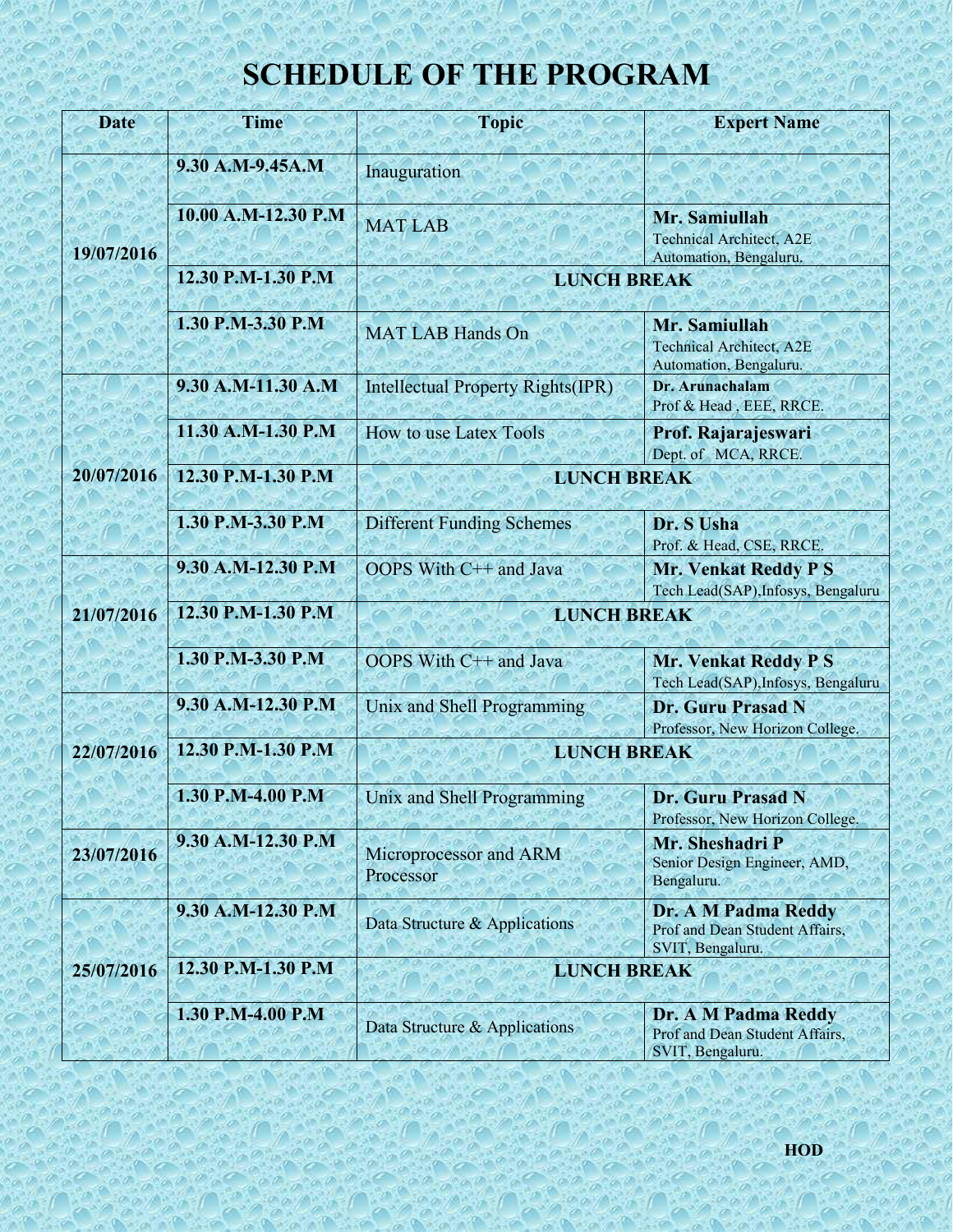# SCHEDULE OF THE PROGRAM

| Date | Time | Topic | Expert Name |
|---|---|---|---|
| 19/07/2016 | 9.30 A.M-9.45A.M | Inauguration | |
| | 10.00 A.M-12.30 P.M | MAT LAB | **Mr. Samiullah** Technical Architect, A2E Automation, Bengaluru. |
| | 12.30 P.M-1.30 P.M | **LUNCH BREAK** | |
| | 1.30 P.M-3.30 P.M | MAT LAB Hands On | **Mr. Samiullah** Technical Architect, A2E Automation, Bengaluru. |
| 20/07/2016 | 9.30 A.M-11.30 A.M | Intellectual Property Rights(IPR) | **Dr. Arunachalam** Prof & Head , EEE, RRCE. |
| | 11.30 A.M-1.30 P.M | How to use Latex Tools | **Prof. Rajarajeswari** Dept. of MCA, RRCE. |
| | 12.30 P.M-1.30 P.M | **LUNCH BREAK** | |
| | 1.30 P.M-3.30 P.M | Different Funding Schemes | **Dr. S Usha** Prof. & Head, CSE, RRCE. |
| 21/07/2016 | 9.30 A.M-12.30 P.M | OOPS With C++ and Java | **Mr. Venkat Reddy P S** Tech Lead(SAP),Infosys, Bengaluru |
| | 12.30 P.M-1.30 P.M | **LUNCH BREAK** | |
| | 1.30 P.M-3.30 P.M | OOPS With C++ and Java | **Mr. Venkat Reddy P S** Tech Lead(SAP),Infosys, Bengaluru |
| 22/07/2016 | 9.30 A.M-12.30 P.M | Unix and Shell Programming | **Dr. Guru Prasad N** Professor, New Horizon College. |
| | 12.30 P.M-1.30 P.M | **LUNCH BREAK** | |
| | 1.30 P.M-4.00 P.M | Unix and Shell Programming | **Dr. Guru Prasad N** Professor, New Horizon College. |
| 23/07/2016 | 9.30 A.M-12.30 P.M | Microprocessor and ARM Processor | **Mr. Sheshadri P** Senior Design Engineer, AMD, Bengaluru. |
| 25/07/2016 | 9.30 A.M-12.30 P.M | Data Structure & Applications | **Dr. A M Padma Reddy** Prof and Dean Student Affairs, SVIT, Bengaluru. |
| | 12.30 P.M-1.30 P.M | **LUNCH BREAK** | |
| | 1.30 P.M-4.00 P.M | Data Structure & Applications | **Dr. A M Padma Reddy** Prof and Dean Student Affairs, SVIT, Bengaluru. |

**HOD**